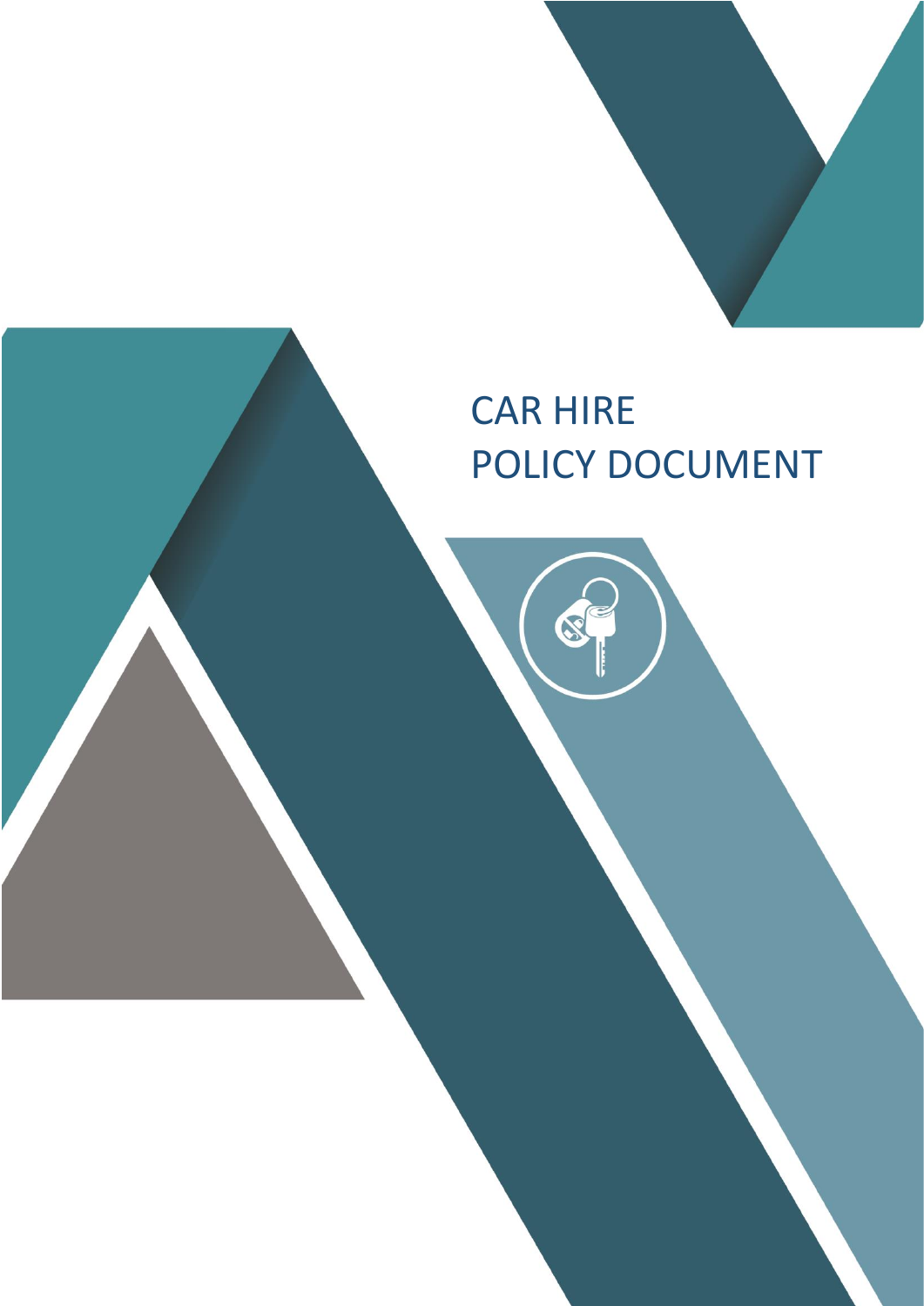# CAR HIRE
# POLICY DOCUMENT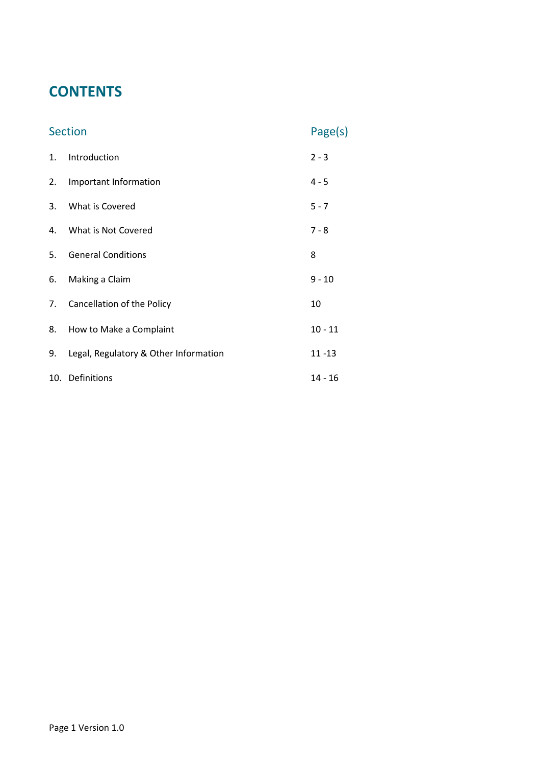# CONTENTS

| Section | | Page(s) |
| --- | --- | --- |
| 1. | Introduction | 2 - 3 |
| 2. | Important Information | 4 - 5 |
| 3. | What is Covered | 5 - 7 |
| 4. | What is Not Covered | 7 - 8 |
| 5. | General Conditions | 8 |
| 6. | Making a Claim | 9 - 10 |
| 7. | Cancellation of the Policy | 10 |
| 8. | How to Make a Complaint | 10 - 11 |
| 9. | Legal, Regulatory & Other Information | 11 -13 |
| 10. | Definitions | 14 - 16 |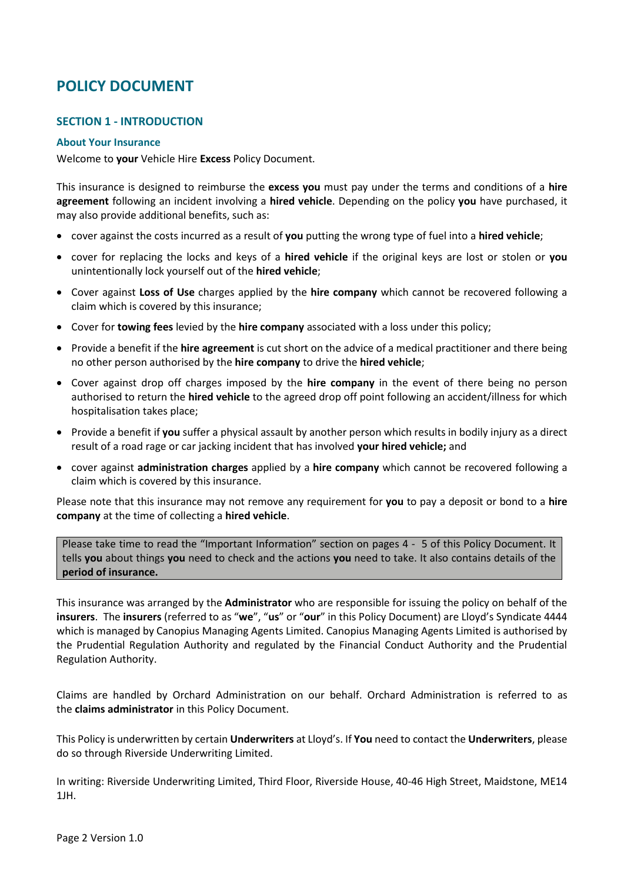# POLICY DOCUMENT

## SECTION 1 - INTRODUCTION

### About Your Insurance

Welcome to **your** Vehicle Hire **Excess** Policy Document.

This insurance is designed to reimburse the **excess you** must pay under the terms and conditions of a **hire agreement** following an incident involving a **hired vehicle**. Depending on the policy **you** have purchased, it may also provide additional benefits, such as:

- cover against the costs incurred as a result of **you** putting the wrong type of fuel into a **hired vehicle**;
- cover for replacing the locks and keys of a **hired vehicle** if the original keys are lost or stolen or **you** unintentionally lock yourself out of the **hired vehicle**;
- Cover against **Loss of Use** charges applied by the **hire company** which cannot be recovered following a claim which is covered by this insurance;
- Cover for **towing fees** levied by the **hire company** associated with a loss under this policy;
- Provide a benefit if the **hire agreement** is cut short on the advice of a medical practitioner and there being no other person authorised by the **hire company** to drive the **hired vehicle**;
- Cover against drop off charges imposed by the **hire company** in the event of there being no person authorised to return the **hired vehicle** to the agreed drop off point following an accident/illness for which hospitalisation takes place;
- Provide a benefit if **you** suffer a physical assault by another person which results in bodily injury as a direct result of a road rage or car jacking incident that has involved **your hired vehicle;** and
- cover against **administration charges** applied by a **hire company** which cannot be recovered following a claim which is covered by this insurance.

Please note that this insurance may not remove any requirement for **you** to pay a deposit or bond to a **hire company** at the time of collecting a **hired vehicle**.

Please take time to read the "Important Information" section on pages 4 - 5 of this Policy Document. It tells **you** about things **you** need to check and the actions **you** need to take. It also contains details of the **period of insurance.**

This insurance was arranged by the **Administrator** who are responsible for issuing the policy on behalf of the **insurers**. The **insurers** (referred to as "**we**", "**us**" or "**our**" in this Policy Document) are Lloyd's Syndicate 4444 which is managed by Canopius Managing Agents Limited. Canopius Managing Agents Limited is authorised by the Prudential Regulation Authority and regulated by the Financial Conduct Authority and the Prudential Regulation Authority.

Claims are handled by Orchard Administration on our behalf. Orchard Administration is referred to as the **claims administrator** in this Policy Document.

This Policy is underwritten by certain **Underwriters** at Lloyd's. If **You** need to contact the **Underwriters**, please do so through Riverside Underwriting Limited.

In writing: Riverside Underwriting Limited, Third Floor, Riverside House, 40-46 High Street, Maidstone, ME14 1JH.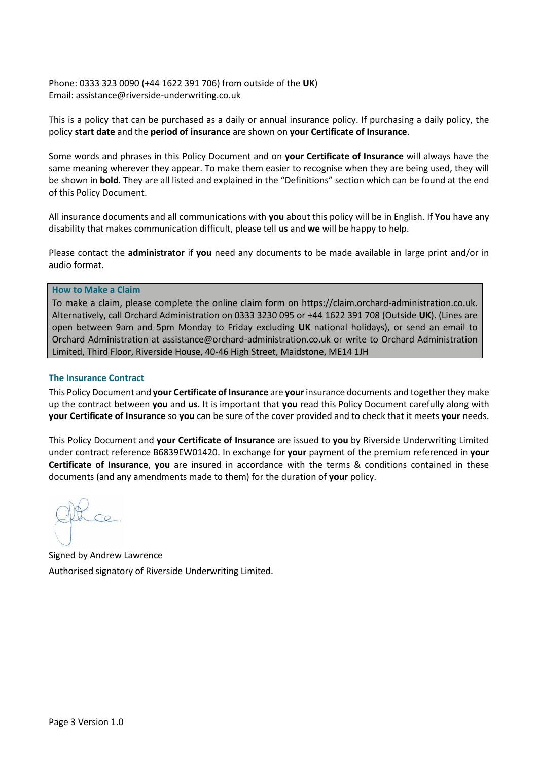Phone: 0333 323 0090 (+44 1622 391 706) from outside of the **UK**)
Email: assistance@riverside-underwriting.co.uk

This is a policy that can be purchased as a daily or annual insurance policy. If purchasing a daily policy, the policy **start date** and the **period of insurance** are shown on **your Certificate of Insurance**.

Some words and phrases in this Policy Document and on **your Certificate of Insurance** will always have the same meaning wherever they appear. To make them easier to recognise when they are being used, they will be shown in **bold**. They are all listed and explained in the "Definitions" section which can be found at the end of this Policy Document.

All insurance documents and all communications with **you** about this policy will be in English. If **You** have any disability that makes communication difficult, please tell **us** and **we** will be happy to help.

Please contact the **administrator** if **you** need any documents to be made available in large print and/or in audio format.

### How to Make a Claim

To make a claim, please complete the online claim form on https://claim.orchard-administration.co.uk. Alternatively, call Orchard Administration on 0333 3230 095 or +44 1622 391 708 (Outside **UK**). (Lines are open between 9am and 5pm Monday to Friday excluding **UK** national holidays), or send an email to Orchard Administration at assistance@orchard-administration.co.uk or write to Orchard Administration Limited, Third Floor, Riverside House, 40-46 High Street, Maidstone, ME14 1JH

### The Insurance Contract

This Policy Document and **your Certificate of Insurance** are **your** insurance documents and together they make up the contract between **you** and **us**. It is important that **you** read this Policy Document carefully along with **your Certificate of Insurance** so **you** can be sure of the cover provided and to check that it meets **your** needs.

This Policy Document and **your Certificate of Insurance** are issued to **you** by Riverside Underwriting Limited under contract reference B6839EW01420. In exchange for **your** payment of the premium referenced in **your Certificate of Insurance**, **you** are insured in accordance with the terms & conditions contained in these documents (and any amendments made to them) for the duration of **your** policy.

Signed by Andrew Lawrence

Authorised signatory of Riverside Underwriting Limited.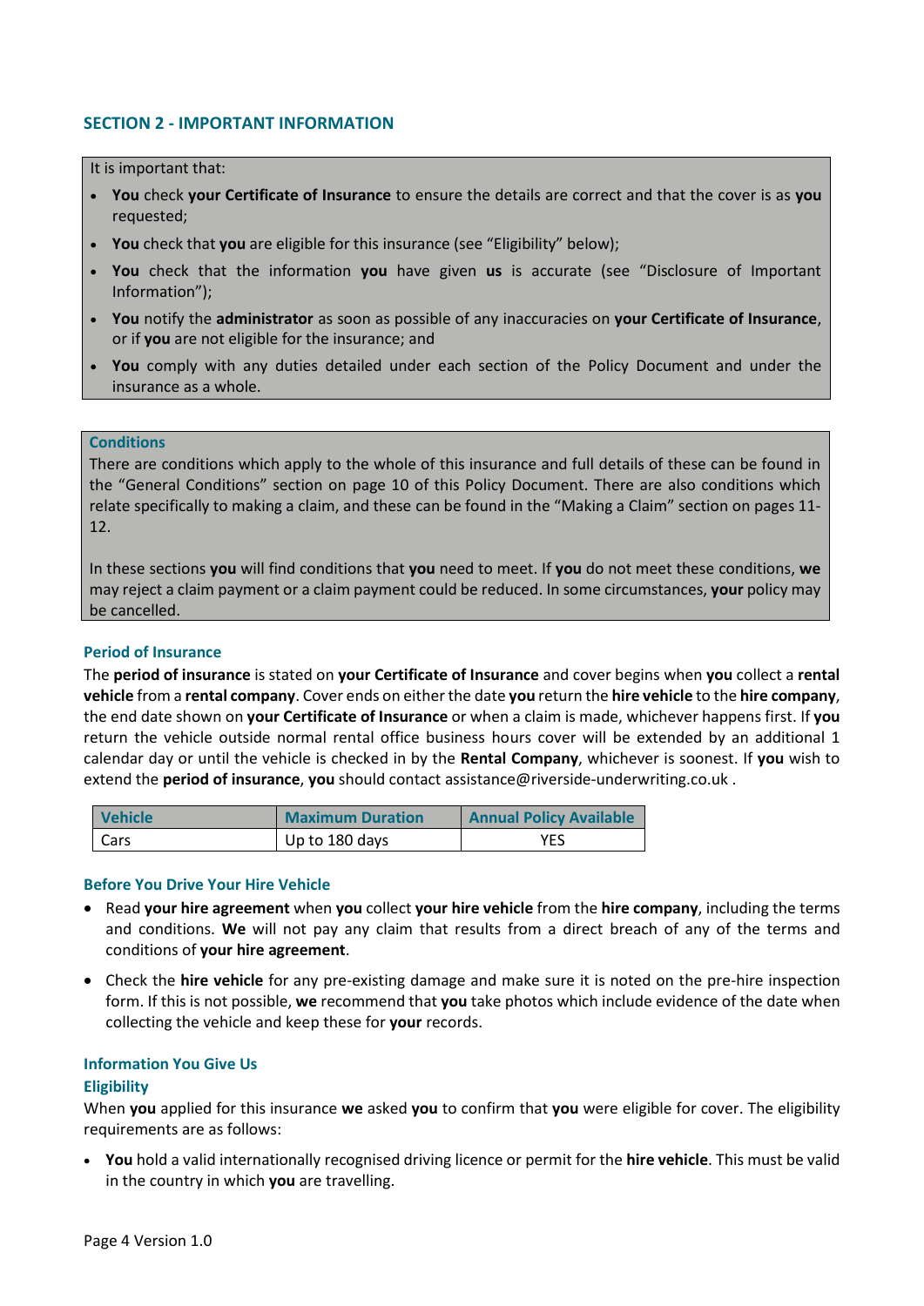## SECTION 2 - IMPORTANT INFORMATION

It is important that:

- **You** check **your Certificate of Insurance** to ensure the details are correct and that the cover is as **you** requested;
- **You** check that **you** are eligible for this insurance (see "Eligibility" below);
- **You** check that the information **you** have given **us** is accurate (see "Disclosure of Important Information");
- **You** notify the **administrator** as soon as possible of any inaccuracies on **your Certificate of Insurance**, or if **you** are not eligible for the insurance; and
- **You** comply with any duties detailed under each section of the Policy Document and under the insurance as a whole.

### Conditions

There are conditions which apply to the whole of this insurance and full details of these can be found in the "General Conditions" section on page 10 of this Policy Document. There are also conditions which relate specifically to making a claim, and these can be found in the "Making a Claim" section on pages 11-12.

In these sections **you** will find conditions that **you** need to meet. If **you** do not meet these conditions, **we** may reject a claim payment or a claim payment could be reduced. In some circumstances, **your** policy may be cancelled.

### Period of Insurance

The **period of insurance** is stated on **your Certificate of Insurance** and cover begins when **you** collect a **rental vehicle** from a **rental company**. Cover ends on either the date **you** return the **hire vehicle** to the **hire company**, the end date shown on **your Certificate of Insurance** or when a claim is made, whichever happens first. If **you** return the vehicle outside normal rental office business hours cover will be extended by an additional 1 calendar day or until the vehicle is checked in by the **Rental Company**, whichever is soonest. If **you** wish to extend the **period of insurance**, **you** should contact assistance@riverside-underwriting.co.uk .

| Vehicle | Maximum Duration | Annual Policy Available |
|---|---|---|
| Cars | Up to 180 days | YES |

### Before You Drive Your Hire Vehicle

- Read **your hire agreement** when **you** collect **your hire vehicle** from the **hire company**, including the terms and conditions. **We** will not pay any claim that results from a direct breach of any of the terms and conditions of **your hire agreement**.
- Check the **hire vehicle** for any pre-existing damage and make sure it is noted on the pre-hire inspection form. If this is not possible, **we** recommend that **you** take photos which include evidence of the date when collecting the vehicle and keep these for **your** records.

### Information You Give Us

### Eligibility

When **you** applied for this insurance **we** asked **you** to confirm that **you** were eligible for cover. The eligibility requirements are as follows:

- **You** hold a valid internationally recognised driving licence or permit for the **hire vehicle**. This must be valid in the country in which **you** are travelling.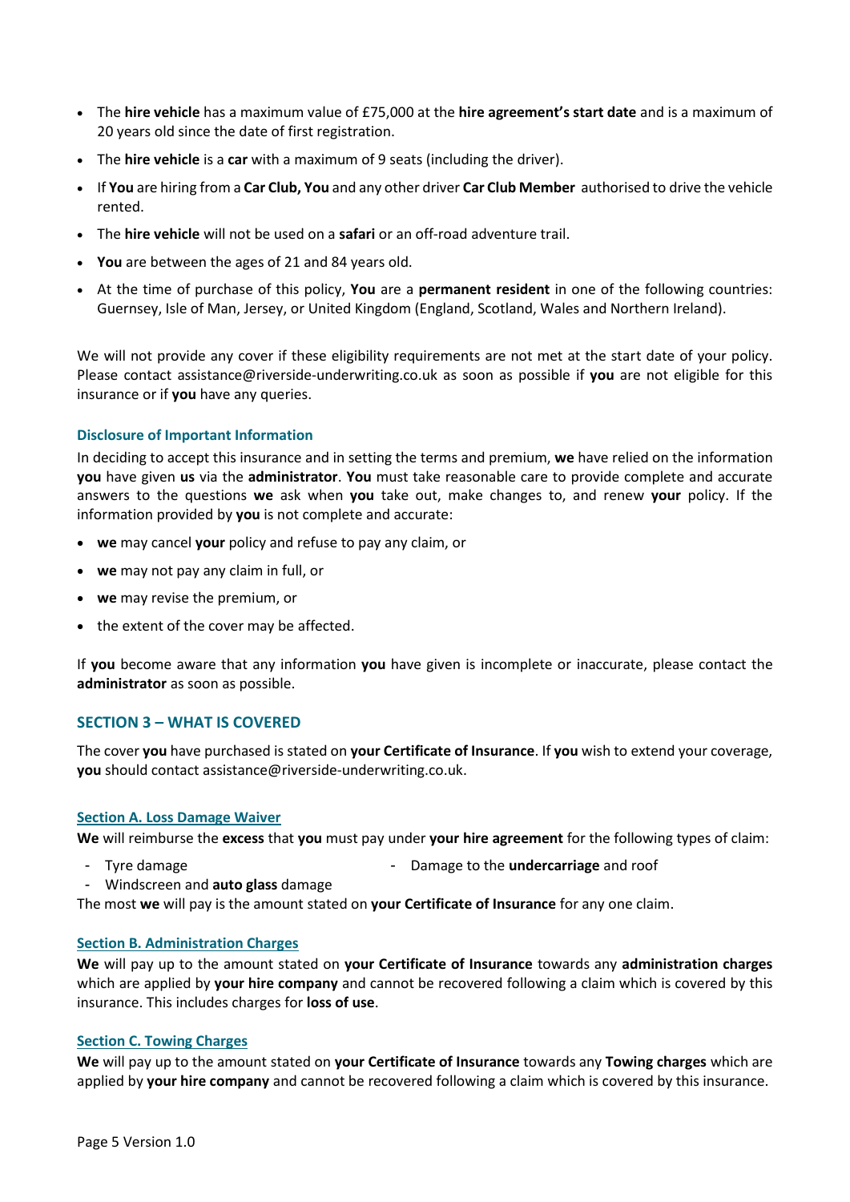- The **hire vehicle** has a maximum value of £75,000 at the **hire agreement's start date** and is a maximum of 20 years old since the date of first registration.
- The **hire vehicle** is a **car** with a maximum of 9 seats (including the driver).
- If **You** are hiring from a **Car Club, You** and any other driver **Car Club Member** authorised to drive the vehicle rented.
- The **hire vehicle** will not be used on a **safari** or an off-road adventure trail.
- **You** are between the ages of 21 and 84 years old.
- At the time of purchase of this policy, **You** are a **permanent resident** in one of the following countries: Guernsey, Isle of Man, Jersey, or United Kingdom (England, Scotland, Wales and Northern Ireland).

We will not provide any cover if these eligibility requirements are not met at the start date of your policy. Please contact assistance@riverside-underwriting.co.uk as soon as possible if **you** are not eligible for this insurance or if **you** have any queries.

### Disclosure of Important Information

In deciding to accept this insurance and in setting the terms and premium, **we** have relied on the information **you** have given **us** via the **administrator**. **You** must take reasonable care to provide complete and accurate answers to the questions **we** ask when **you** take out, make changes to, and renew **your** policy. If the information provided by **you** is not complete and accurate:

- **we** may cancel **your** policy and refuse to pay any claim, or
- **we** may not pay any claim in full, or
- **we** may revise the premium, or
- the extent of the cover may be affected.

If **you** become aware that any information **you** have given is incomplete or inaccurate, please contact the **administrator** as soon as possible.

## SECTION 3 – WHAT IS COVERED

The cover **you** have purchased is stated on **your Certificate of Insurance**. If **you** wish to extend your coverage, **you** should contact assistance@riverside-underwriting.co.uk.

### Section A. Loss Damage Waiver

**We** will reimburse the **excess** that **you** must pay under **your hire agreement** for the following types of claim:

- Tyre damage
- Damage to the **undercarriage** and roof
- Windscreen and **auto glass** damage

The most **we** will pay is the amount stated on **your Certificate of Insurance** for any one claim.

### Section B. Administration Charges

**We** will pay up to the amount stated on **your Certificate of Insurance** towards any **administration charges** which are applied by **your hire company** and cannot be recovered following a claim which is covered by this insurance. This includes charges for **loss of use**.

### Section C. Towing Charges

**We** will pay up to the amount stated on **your Certificate of Insurance** towards any **Towing charges** which are applied by **your hire company** and cannot be recovered following a claim which is covered by this insurance.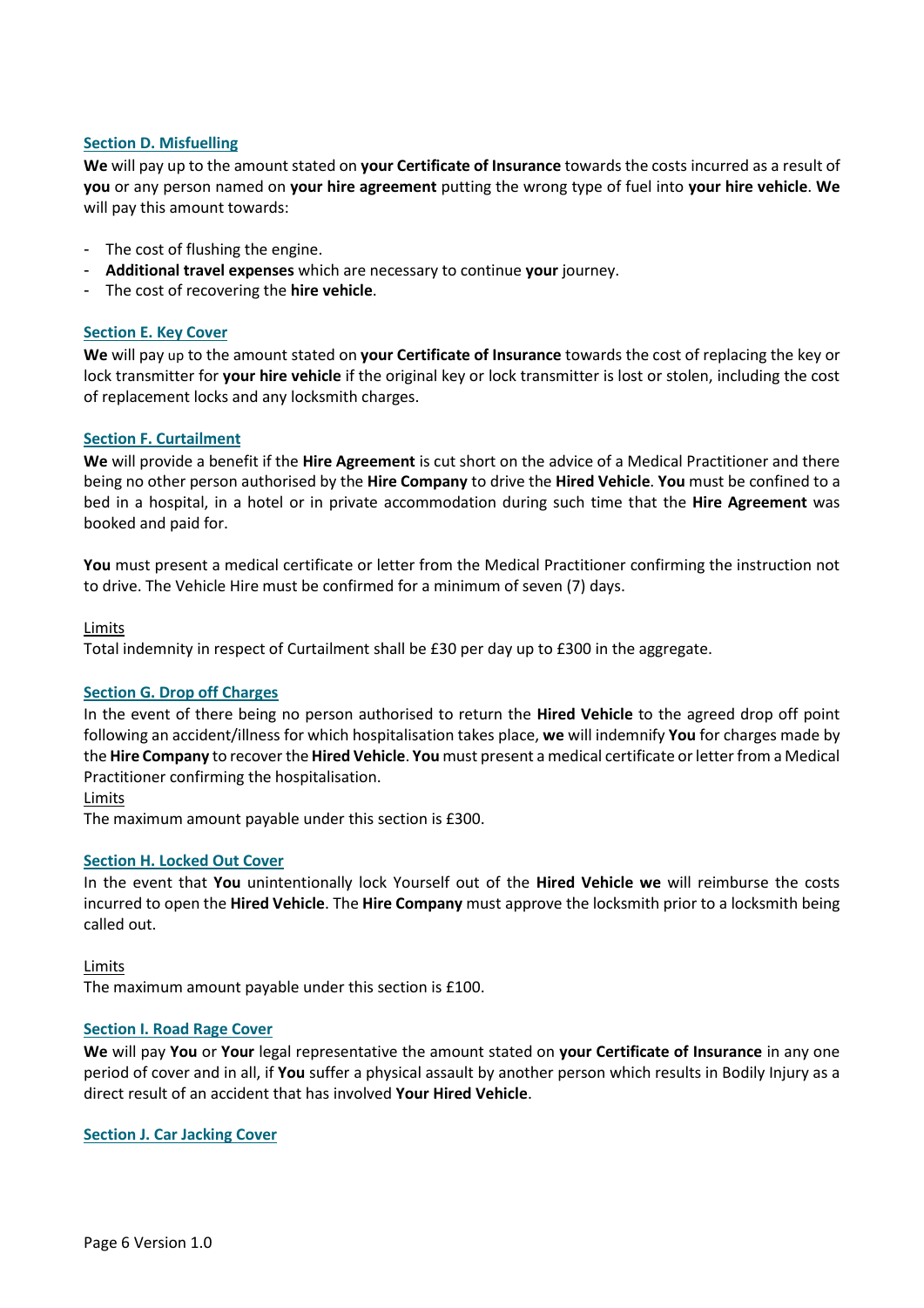## Section D. Misfuelling

**We** will pay up to the amount stated on **your Certificate of Insurance** towards the costs incurred as a result of **you** or any person named on **your hire agreement** putting the wrong type of fuel into **your hire vehicle**. **We** will pay this amount towards:

- The cost of flushing the engine.
- **Additional travel expenses** which are necessary to continue **your** journey.
- The cost of recovering the **hire vehicle**.

## Section E. Key Cover

**We** will pay up to the amount stated on **your Certificate of Insurance** towards the cost of replacing the key or lock transmitter for **your hire vehicle** if the original key or lock transmitter is lost or stolen, including the cost of replacement locks and any locksmith charges.

## Section F. Curtailment

**We** will provide a benefit if the **Hire Agreement** is cut short on the advice of a Medical Practitioner and there being no other person authorised by the **Hire Company** to drive the **Hired Vehicle**. **You** must be confined to a bed in a hospital, in a hotel or in private accommodation during such time that the **Hire Agreement** was booked and paid for.

**You** must present a medical certificate or letter from the Medical Practitioner confirming the instruction not to drive. The Vehicle Hire must be confirmed for a minimum of seven (7) days.

Limits

Total indemnity in respect of Curtailment shall be £30 per day up to £300 in the aggregate.

## Section G. Drop off Charges

In the event of there being no person authorised to return the **Hired Vehicle** to the agreed drop off point following an accident/illness for which hospitalisation takes place, **we** will indemnify **You** for charges made by the **Hire Company** to recover the **Hired Vehicle**. **You** must present a medical certificate or letter from a Medical Practitioner confirming the hospitalisation.

Limits

The maximum amount payable under this section is £300.

## Section H. Locked Out Cover

In the event that **You** unintentionally lock Yourself out of the **Hired Vehicle we** will reimburse the costs incurred to open the **Hired Vehicle**. The **Hire Company** must approve the locksmith prior to a locksmith being called out.

Limits

The maximum amount payable under this section is £100.

## Section I. Road Rage Cover

**We** will pay **You** or **Your** legal representative the amount stated on **your Certificate of Insurance** in any one period of cover and in all, if **You** suffer a physical assault by another person which results in Bodily Injury as a direct result of an accident that has involved **Your Hired Vehicle**.

## Section J. Car Jacking Cover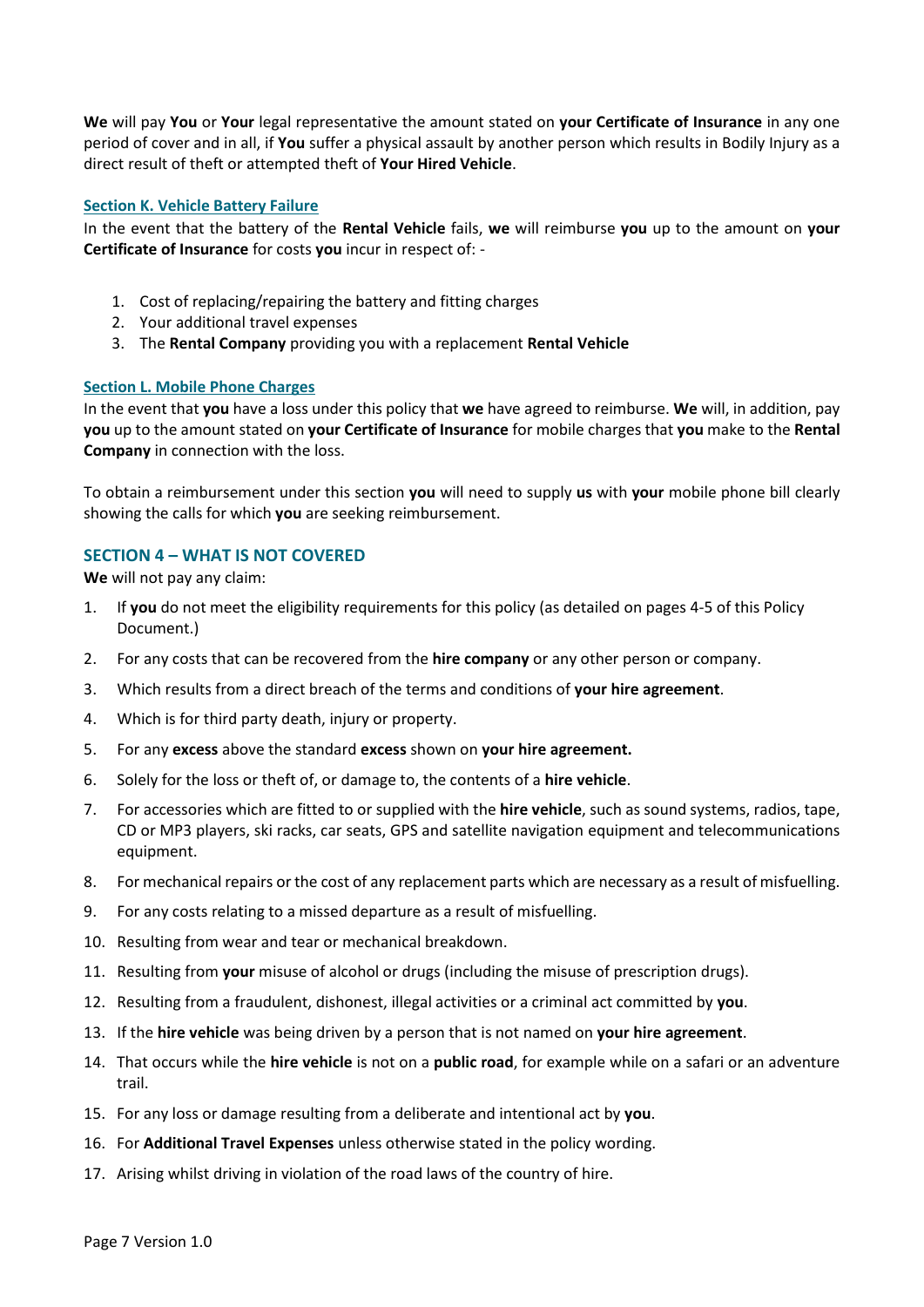**We** will pay **You** or **Your** legal representative the amount stated on **your Certificate of Insurance** in any one period of cover and in all, if **You** suffer a physical assault by another person which results in Bodily Injury as a direct result of theft or attempted theft of **Your Hired Vehicle**.

### Section K. Vehicle Battery Failure

In the event that the battery of the **Rental Vehicle** fails, **we** will reimburse **you** up to the amount on **your Certificate of Insurance** for costs **you** incur in respect of: -

1. Cost of replacing/repairing the battery and fitting charges
2. Your additional travel expenses
3. The **Rental Company** providing you with a replacement **Rental Vehicle**

### Section L. Mobile Phone Charges

In the event that **you** have a loss under this policy that **we** have agreed to reimburse. **We** will, in addition, pay **you** up to the amount stated on **your Certificate of Insurance** for mobile charges that **you** make to the **Rental Company** in connection with the loss.

To obtain a reimbursement under this section **you** will need to supply **us** with **your** mobile phone bill clearly showing the calls for which **you** are seeking reimbursement.

## SECTION 4 – WHAT IS NOT COVERED

**We** will not pay any claim:

1. If **you** do not meet the eligibility requirements for this policy (as detailed on pages 4-5 of this Policy Document.)
2. For any costs that can be recovered from the **hire company** or any other person or company.
3. Which results from a direct breach of the terms and conditions of **your hire agreement**.
4. Which is for third party death, injury or property.
5. For any **excess** above the standard **excess** shown on **your hire agreement.**
6. Solely for the loss or theft of, or damage to, the contents of a **hire vehicle**.
7. For accessories which are fitted to or supplied with the **hire vehicle**, such as sound systems, radios, tape, CD or MP3 players, ski racks, car seats, GPS and satellite navigation equipment and telecommunications equipment.
8. For mechanical repairs or the cost of any replacement parts which are necessary as a result of misfuelling.
9. For any costs relating to a missed departure as a result of misfuelling.
10. Resulting from wear and tear or mechanical breakdown.
11. Resulting from **your** misuse of alcohol or drugs (including the misuse of prescription drugs).
12. Resulting from a fraudulent, dishonest, illegal activities or a criminal act committed by **you**.
13. If the **hire vehicle** was being driven by a person that is not named on **your hire agreement**.
14. That occurs while the **hire vehicle** is not on a **public road**, for example while on a safari or an adventure trail.
15. For any loss or damage resulting from a deliberate and intentional act by **you**.
16. For **Additional Travel Expenses** unless otherwise stated in the policy wording.
17. Arising whilst driving in violation of the road laws of the country of hire.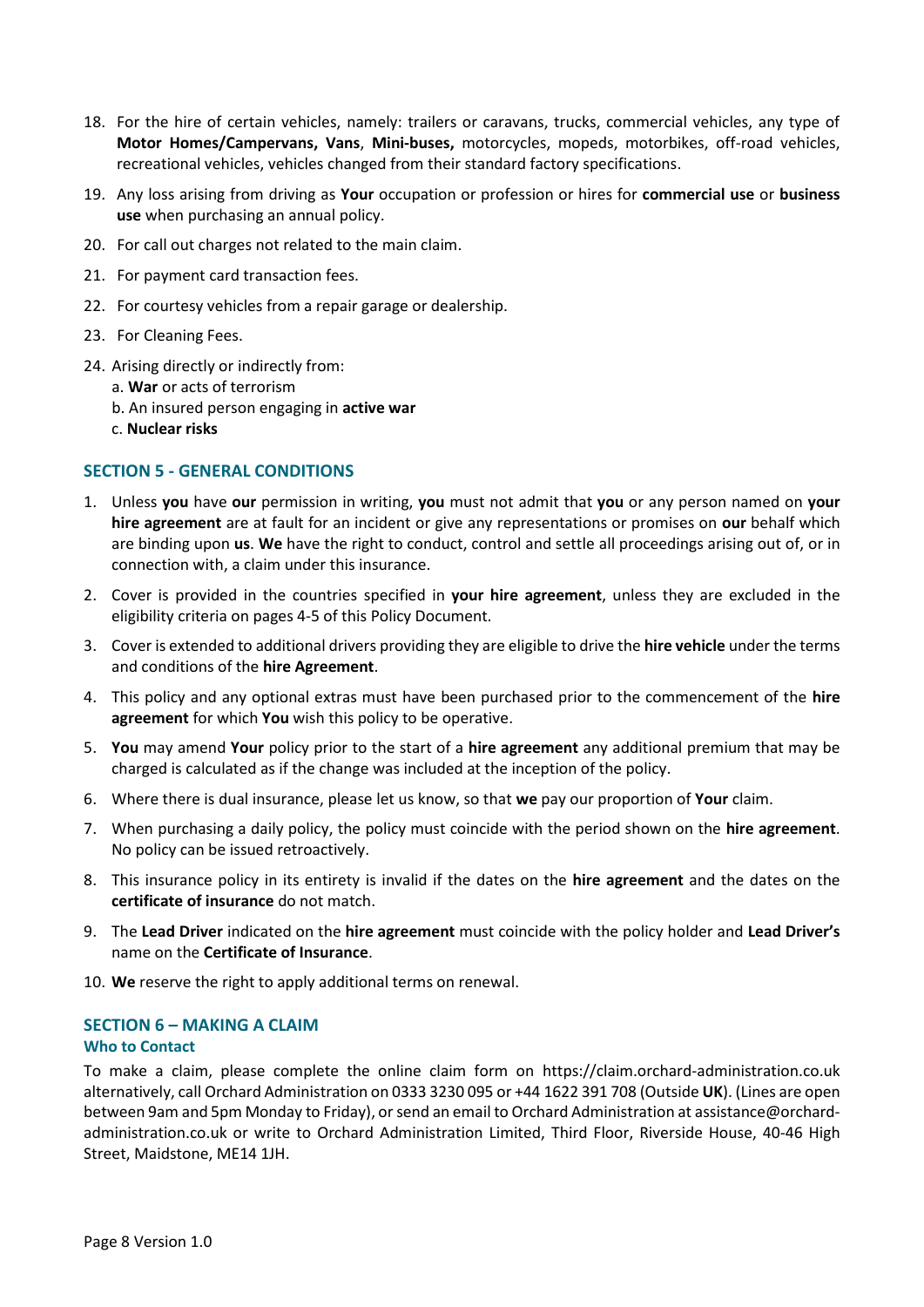18. For the hire of certain vehicles, namely: trailers or caravans, trucks, commercial vehicles, any type of **Motor Homes/Campervans**, **Vans**, **Mini-buses,** motorcycles, mopeds, motorbikes, off-road vehicles, recreational vehicles, vehicles changed from their standard factory specifications.
19. Any loss arising from driving as **Your** occupation or profession or hires for **commercial use** or **business use** when purchasing an annual policy.
20. For call out charges not related to the main claim.
21. For payment card transaction fees.
22. For courtesy vehicles from a repair garage or dealership.
23. For Cleaning Fees.
24. Arising directly or indirectly from:
    a. **War** or acts of terrorism
    b. An insured person engaging in **active war**
    c. **Nuclear risks**

## SECTION 5 - GENERAL CONDITIONS

1. Unless **you** have **our** permission in writing, **you** must not admit that **you** or any person named on **your hire agreement** are at fault for an incident or give any representations or promises on **our** behalf which are binding upon **us**. **We** have the right to conduct, control and settle all proceedings arising out of, or in connection with, a claim under this insurance.
2. Cover is provided in the countries specified in **your hire agreement**, unless they are excluded in the eligibility criteria on pages 4-5 of this Policy Document.
3. Cover is extended to additional drivers providing they are eligible to drive the **hire vehicle** under the terms and conditions of the **hire Agreement**.
4. This policy and any optional extras must have been purchased prior to the commencement of the **hire agreement** for which **You** wish this policy to be operative.
5. **You** may amend **Your** policy prior to the start of a **hire agreement** any additional premium that may be charged is calculated as if the change was included at the inception of the policy.
6. Where there is dual insurance, please let us know, so that **we** pay our proportion of **Your** claim.
7. When purchasing a daily policy, the policy must coincide with the period shown on the **hire agreement**. No policy can be issued retroactively.
8. This insurance policy in its entirety is invalid if the dates on the **hire agreement** and the dates on the **certificate of insurance** do not match.
9. The **Lead Driver** indicated on the **hire agreement** must coincide with the policy holder and **Lead Driver's** name on the **Certificate of Insurance**.
10. **We** reserve the right to apply additional terms on renewal.

## SECTION 6 – MAKING A CLAIM

### Who to Contact

To make a claim, please complete the online claim form on https://claim.orchard-administration.co.uk alternatively, call Orchard Administration on 0333 3230 095 or +44 1622 391 708 (Outside **UK**). (Lines are open between 9am and 5pm Monday to Friday), or send an email to Orchard Administration at assistance@orchard-administration.co.uk or write to Orchard Administration Limited, Third Floor, Riverside House, 40-46 High Street, Maidstone, ME14 1JH.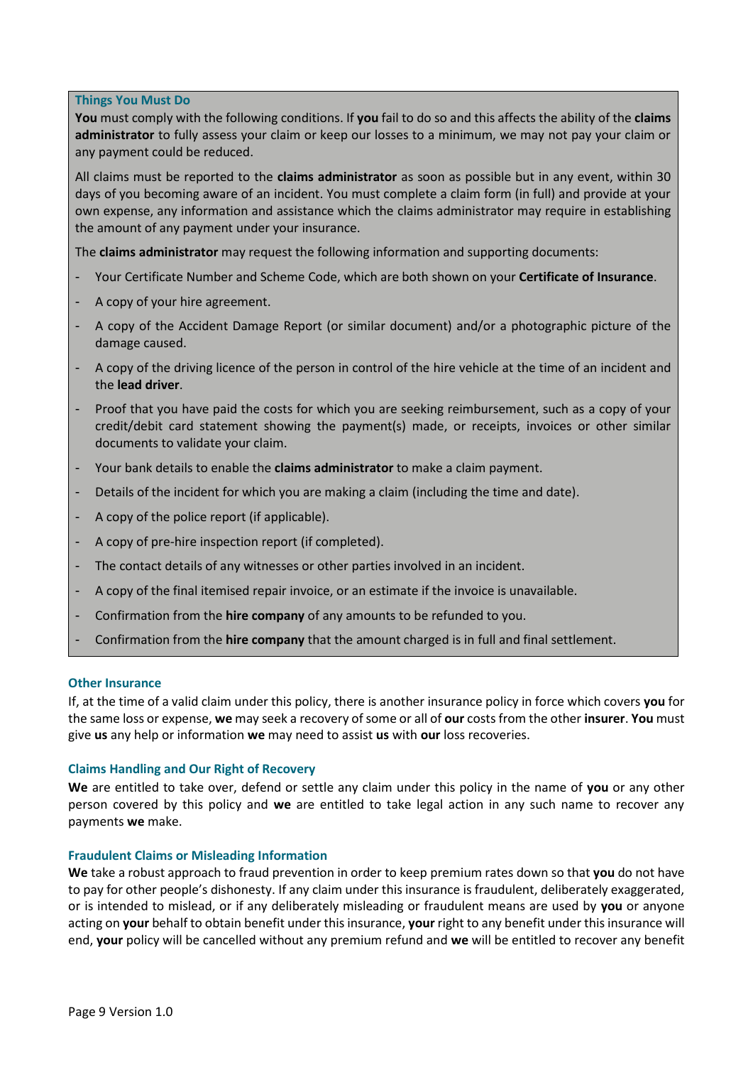### Things You Must Do

**You** must comply with the following conditions. If **you** fail to do so and this affects the ability of the **claims administrator** to fully assess your claim or keep our losses to a minimum, we may not pay your claim or any payment could be reduced.

All claims must be reported to the **claims administrator** as soon as possible but in any event, within 30 days of you becoming aware of an incident. You must complete a claim form (in full) and provide at your own expense, any information and assistance which the claims administrator may require in establishing the amount of any payment under your insurance.

The **claims administrator** may request the following information and supporting documents:

- Your Certificate Number and Scheme Code, which are both shown on your **Certificate of Insurance**.
- A copy of your hire agreement.
- A copy of the Accident Damage Report (or similar document) and/or a photographic picture of the damage caused.
- A copy of the driving licence of the person in control of the hire vehicle at the time of an incident and the **lead driver**.
- Proof that you have paid the costs for which you are seeking reimbursement, such as a copy of your credit/debit card statement showing the payment(s) made, or receipts, invoices or other similar documents to validate your claim.
- Your bank details to enable the **claims administrator** to make a claim payment.
- Details of the incident for which you are making a claim (including the time and date).
- A copy of the police report (if applicable).
- A copy of pre-hire inspection report (if completed).
- The contact details of any witnesses or other parties involved in an incident.
- A copy of the final itemised repair invoice, or an estimate if the invoice is unavailable.
- Confirmation from the **hire company** of any amounts to be refunded to you.
- Confirmation from the **hire company** that the amount charged is in full and final settlement.

### Other Insurance

If, at the time of a valid claim under this policy, there is another insurance policy in force which covers **you** for the same loss or expense, **we** may seek a recovery of some or all of **our** costs from the other **insurer**. **You** must give **us** any help or information **we** may need to assist **us** with **our** loss recoveries.

### Claims Handling and Our Right of Recovery

**We** are entitled to take over, defend or settle any claim under this policy in the name of **you** or any other person covered by this policy and **we** are entitled to take legal action in any such name to recover any payments **we** make.

### Fraudulent Claims or Misleading Information

**We** take a robust approach to fraud prevention in order to keep premium rates down so that **you** do not have to pay for other people's dishonesty. If any claim under this insurance is fraudulent, deliberately exaggerated, or is intended to mislead, or if any deliberately misleading or fraudulent means are used by **you** or anyone acting on **your** behalf to obtain benefit under this insurance, **your** right to any benefit under this insurance will end, **your** policy will be cancelled without any premium refund and **we** will be entitled to recover any benefit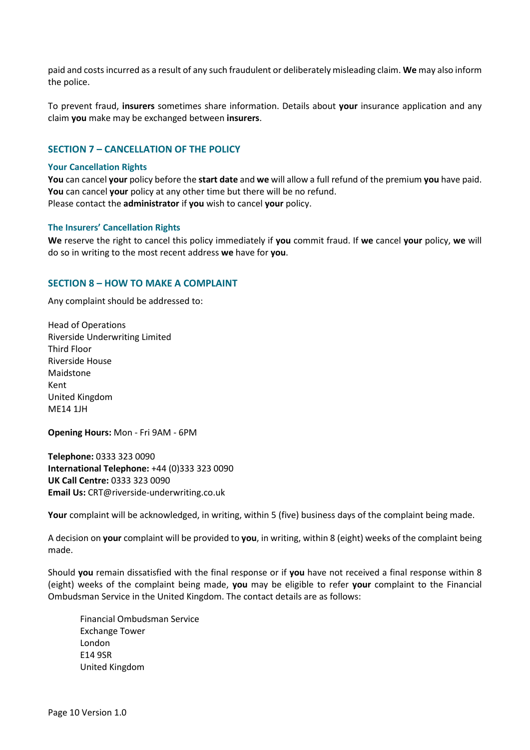paid and costs incurred as a result of any such fraudulent or deliberately misleading claim. **We** may also inform the police.

To prevent fraud, **insurers** sometimes share information. Details about **your** insurance application and any claim **you** make may be exchanged between **insurers**.

## SECTION 7 – CANCELLATION OF THE POLICY

### Your Cancellation Rights

**You** can cancel **your** policy before the **start date** and **we** will allow a full refund of the premium **you** have paid.
**You** can cancel **your** policy at any other time but there will be no refund.
Please contact the **administrator** if **you** wish to cancel **your** policy.

### The Insurers' Cancellation Rights

**We** reserve the right to cancel this policy immediately if **you** commit fraud. If **we** cancel **your** policy, **we** will do so in writing to the most recent address **we** have for **you**.

## SECTION 8 – HOW TO MAKE A COMPLAINT

Any complaint should be addressed to:

Head of Operations
Riverside Underwriting Limited
Third Floor
Riverside House
Maidstone
Kent
United Kingdom
ME14 1JH

**Opening Hours:** Mon - Fri 9AM - 6PM

**Telephone:** 0333 323 0090
**International Telephone:** +44 (0)333 323 0090
**UK Call Centre:** 0333 323 0090
**Email Us:** CRT@riverside-underwriting.co.uk

**Your** complaint will be acknowledged, in writing, within 5 (five) business days of the complaint being made.

A decision on **your** complaint will be provided to **you**, in writing, within 8 (eight) weeks of the complaint being made.

Should **you** remain dissatisfied with the final response or if **you** have not received a final response within 8 (eight) weeks of the complaint being made, **you** may be eligible to refer **your** complaint to the Financial Ombudsman Service in the United Kingdom. The contact details are as follows:

Financial Ombudsman Service
Exchange Tower
London
E14 9SR
United Kingdom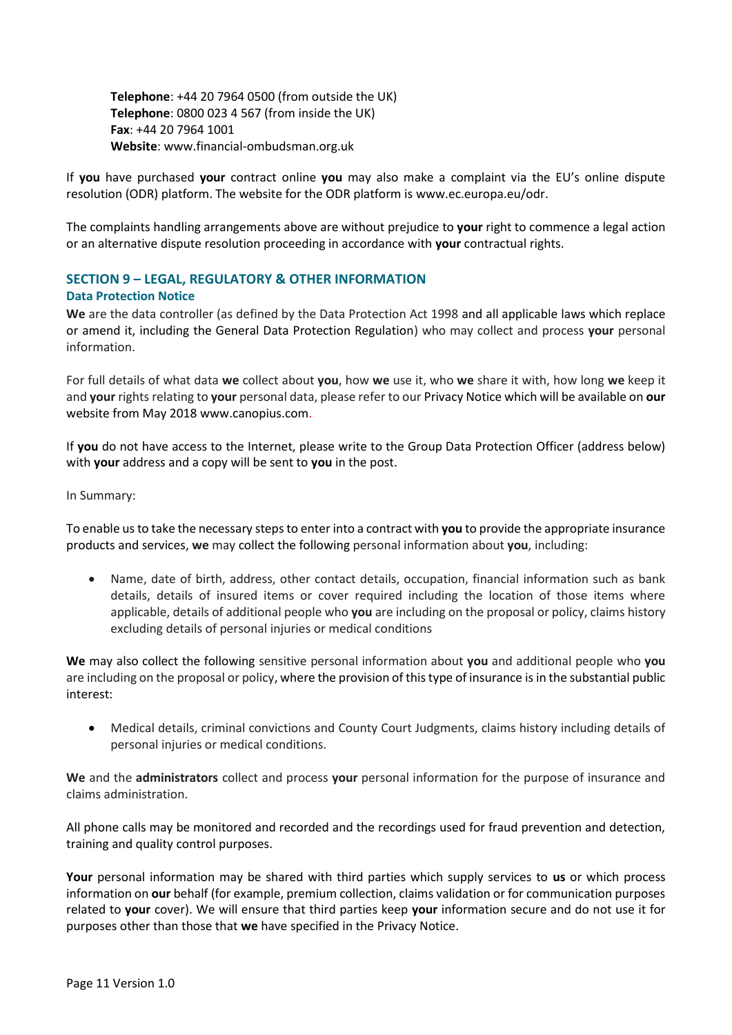**Telephone**: +44 20 7964 0500 (from outside the UK)
**Telephone**: 0800 023 4 567 (from inside the UK)
**Fax**: +44 20 7964 1001
**Website**: www.financial-ombudsman.org.uk

If **you** have purchased **your** contract online **you** may also make a complaint via the EU's online dispute resolution (ODR) platform. The website for the ODR platform is www.ec.europa.eu/odr.

The complaints handling arrangements above are without prejudice to **your** right to commence a legal action or an alternative dispute resolution proceeding in accordance with **your** contractual rights.

## SECTION 9 – LEGAL, REGULATORY & OTHER INFORMATION

### Data Protection Notice

**We** are the data controller (as defined by the Data Protection Act 1998 and all applicable laws which replace or amend it, including the General Data Protection Regulation) who may collect and process **your** personal information.

For full details of what data **we** collect about **you**, how **we** use it, who **we** share it with, how long **we** keep it and **your** rights relating to **your** personal data, please refer to our Privacy Notice which will be available on **our** website from May 2018 www.canopius.com.

If **you** do not have access to the Internet, please write to the Group Data Protection Officer (address below) with **your** address and a copy will be sent to **you** in the post.

In Summary:

To enable us to take the necessary steps to enter into a contract with **you** to provide the appropriate insurance products and services, **we** may collect the following personal information about **you**, including:

- Name, date of birth, address, other contact details, occupation, financial information such as bank details, details of insured items or cover required including the location of those items where applicable, details of additional people who **you** are including on the proposal or policy, claims history excluding details of personal injuries or medical conditions

**We** may also collect the following sensitive personal information about **you** and additional people who **you** are including on the proposal or policy, where the provision of this type of insurance is in the substantial public interest:

- Medical details, criminal convictions and County Court Judgments, claims history including details of personal injuries or medical conditions.

**We** and the **administrators** collect and process **your** personal information for the purpose of insurance and claims administration.

All phone calls may be monitored and recorded and the recordings used for fraud prevention and detection, training and quality control purposes.

**Your** personal information may be shared with third parties which supply services to **us** or which process information on **our** behalf (for example, premium collection, claims validation or for communication purposes related to **your** cover). We will ensure that third parties keep **your** information secure and do not use it for purposes other than those that **we** have specified in the Privacy Notice.

Page 11 Version 1.0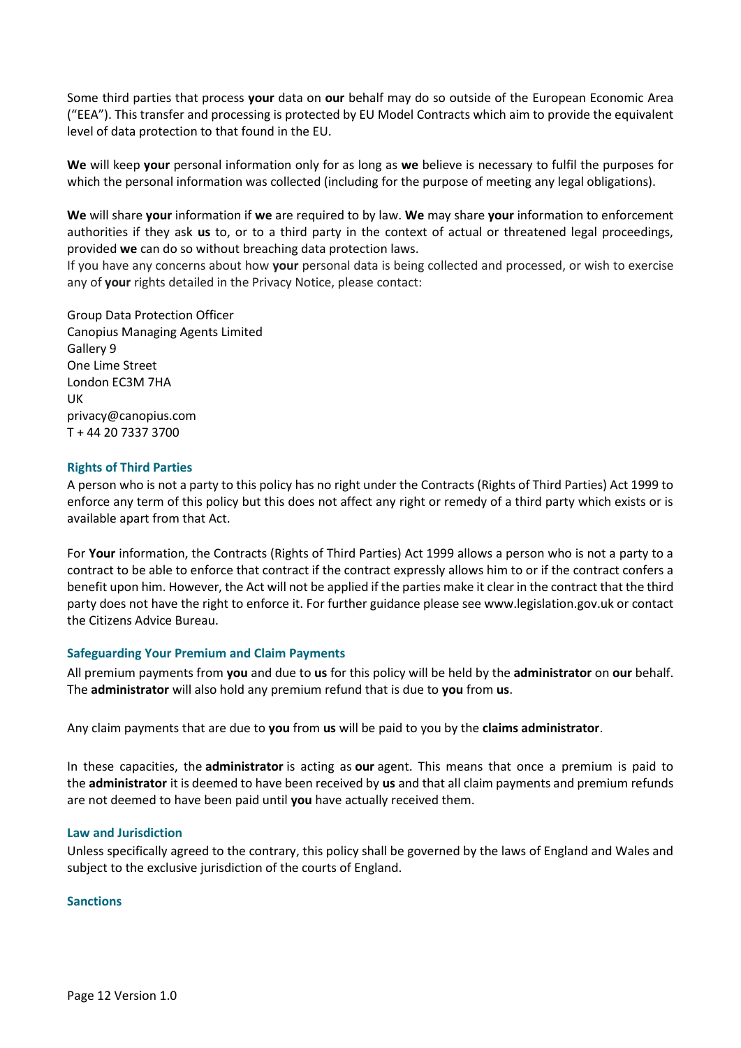Some third parties that process **your** data on **our** behalf may do so outside of the European Economic Area ("EEA"). This transfer and processing is protected by EU Model Contracts which aim to provide the equivalent level of data protection to that found in the EU.

**We** will keep **your** personal information only for as long as **we** believe is necessary to fulfil the purposes for which the personal information was collected (including for the purpose of meeting any legal obligations).

**We** will share **your** information if **we** are required to by law. **We** may share **your** information to enforcement authorities if they ask **us** to, or to a third party in the context of actual or threatened legal proceedings, provided **we** can do so without breaching data protection laws.
If you have any concerns about how **your** personal data is being collected and processed, or wish to exercise any of **your** rights detailed in the Privacy Notice, please contact:

Group Data Protection Officer
Canopius Managing Agents Limited
Gallery 9
One Lime Street
London EC3M 7HA
UK
privacy@canopius.com
T + 44 20 7337 3700

### Rights of Third Parties

A person who is not a party to this policy has no right under the Contracts (Rights of Third Parties) Act 1999 to enforce any term of this policy but this does not affect any right or remedy of a third party which exists or is available apart from that Act.

For **Your** information, the Contracts (Rights of Third Parties) Act 1999 allows a person who is not a party to a contract to be able to enforce that contract if the contract expressly allows him to or if the contract confers a benefit upon him. However, the Act will not be applied if the parties make it clear in the contract that the third party does not have the right to enforce it. For further guidance please see www.legislation.gov.uk or contact the Citizens Advice Bureau.

### Safeguarding Your Premium and Claim Payments

All premium payments from **you** and due to **us** for this policy will be held by the **administrator** on **our** behalf. The **administrator** will also hold any premium refund that is due to **you** from **us**.

Any claim payments that are due to **you** from **us** will be paid to you by the **claims administrator**.

In these capacities, the **administrator** is acting as **our** agent. This means that once a premium is paid to the **administrator** it is deemed to have been received by **us** and that all claim payments and premium refunds are not deemed to have been paid until **you** have actually received them.

### Law and Jurisdiction

Unless specifically agreed to the contrary, this policy shall be governed by the laws of England and Wales and subject to the exclusive jurisdiction of the courts of England.

### Sanctions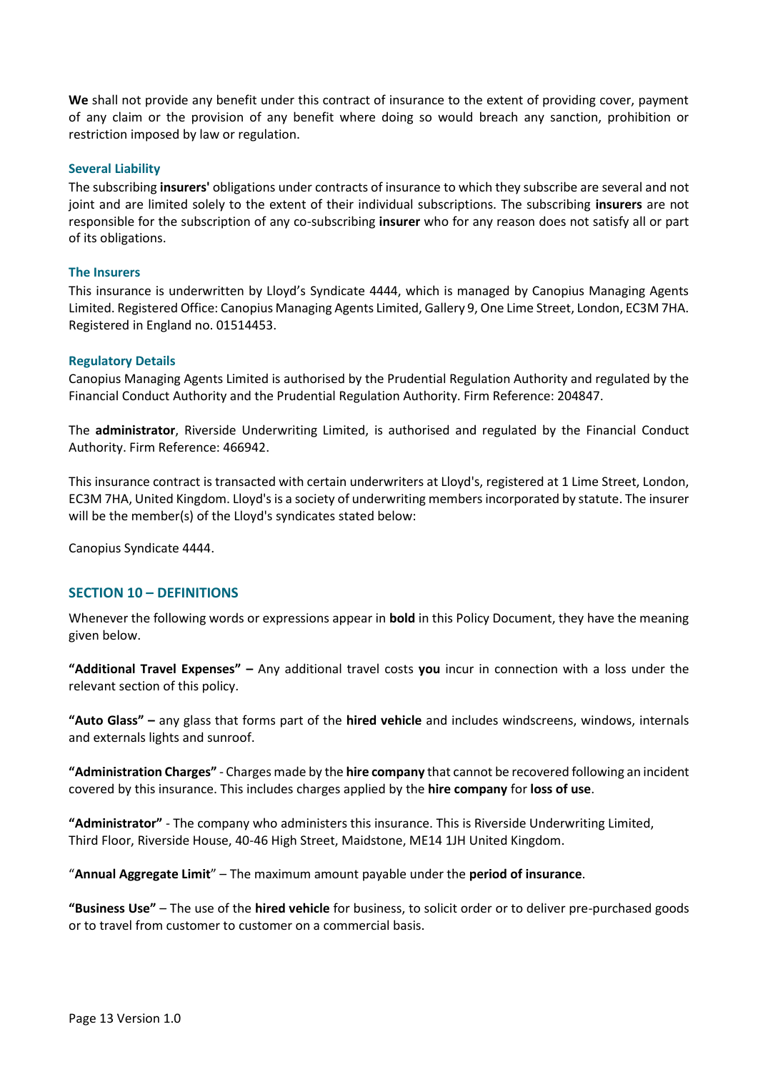**We** shall not provide any benefit under this contract of insurance to the extent of providing cover, payment of any claim or the provision of any benefit where doing so would breach any sanction, prohibition or restriction imposed by law or regulation.

### Several Liability

The subscribing **insurers'** obligations under contracts of insurance to which they subscribe are several and not joint and are limited solely to the extent of their individual subscriptions. The subscribing **insurers** are not responsible for the subscription of any co-subscribing **insurer** who for any reason does not satisfy all or part of its obligations.

### The Insurers

This insurance is underwritten by Lloyd's Syndicate 4444, which is managed by Canopius Managing Agents Limited. Registered Office: Canopius Managing Agents Limited, Gallery 9, One Lime Street, London, EC3M 7HA. Registered in England no. 01514453.

### Regulatory Details

Canopius Managing Agents Limited is authorised by the Prudential Regulation Authority and regulated by the Financial Conduct Authority and the Prudential Regulation Authority. Firm Reference: 204847.

The **administrator**, Riverside Underwriting Limited, is authorised and regulated by the Financial Conduct Authority. Firm Reference: 466942.

This insurance contract is transacted with certain underwriters at Lloyd's, registered at 1 Lime Street, London, EC3M 7HA, United Kingdom. Lloyd's is a society of underwriting members incorporated by statute. The insurer will be the member(s) of the Lloyd's syndicates stated below:

Canopius Syndicate 4444.

## SECTION 10 – DEFINITIONS

Whenever the following words or expressions appear in **bold** in this Policy Document, they have the meaning given below.

**"Additional Travel Expenses" –** Any additional travel costs **you** incur in connection with a loss under the relevant section of this policy.

**"Auto Glass" –** any glass that forms part of the **hired vehicle** and includes windscreens, windows, internals and externals lights and sunroof.

**"Administration Charges"** - Charges made by the **hire company** that cannot be recovered following an incident covered by this insurance. This includes charges applied by the **hire company** for **loss of use**.

**"Administrator"** - The company who administers this insurance. This is Riverside Underwriting Limited, Third Floor, Riverside House, 40-46 High Street, Maidstone, ME14 1JH United Kingdom.

"**Annual Aggregate Limit**" – The maximum amount payable under the **period of insurance**.

**"Business Use"** – The use of the **hired vehicle** for business, to solicit order or to deliver pre-purchased goods or to travel from customer to customer on a commercial basis.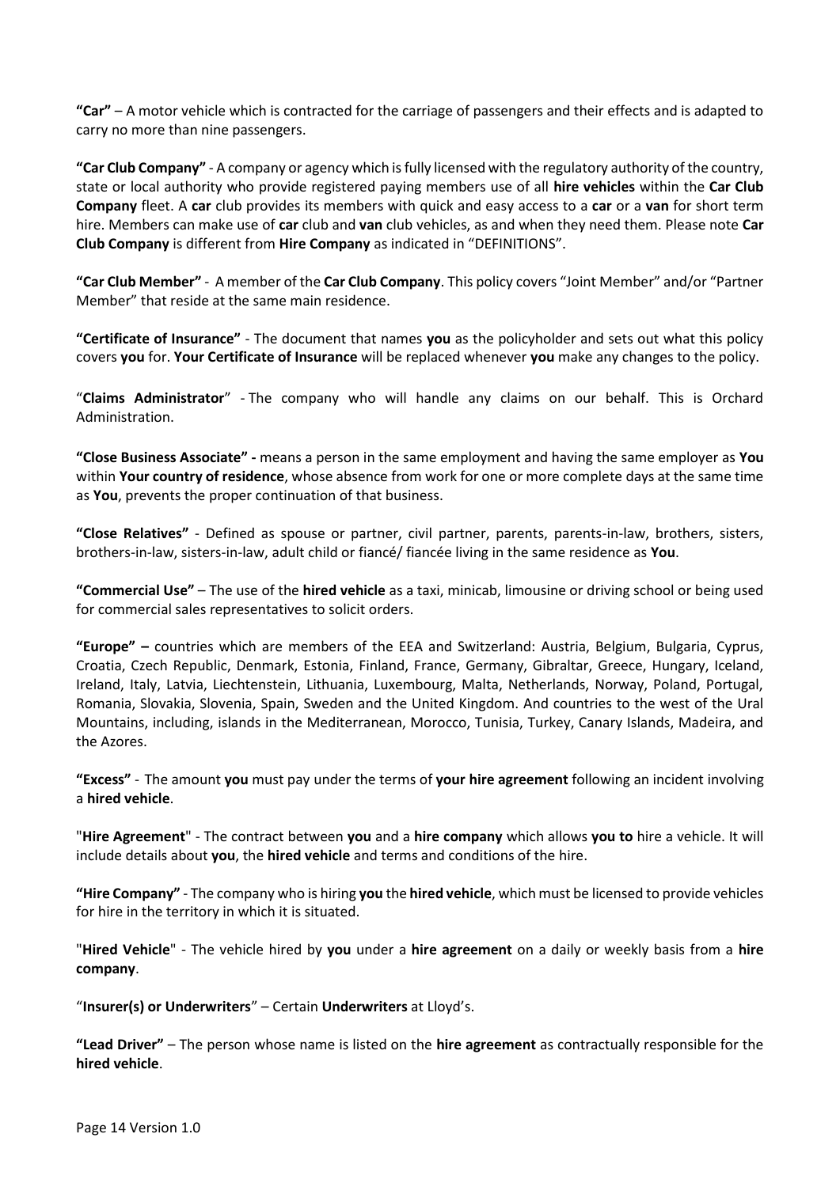**"Car"** – A motor vehicle which is contracted for the carriage of passengers and their effects and is adapted to carry no more than nine passengers.

**"Car Club Company"** - A company or agency which is fully licensed with the regulatory authority of the country, state or local authority who provide registered paying members use of all **hire vehicles** within the **Car Club Company** fleet. A **car** club provides its members with quick and easy access to a **car** or a **van** for short term hire. Members can make use of **car** club and **van** club vehicles, as and when they need them. Please note **Car Club Company** is different from **Hire Company** as indicated in "DEFINITIONS".

**"Car Club Member"** - A member of the **Car Club Company**. This policy covers "Joint Member" and/or "Partner Member" that reside at the same main residence.

**"Certificate of Insurance"** - The document that names **you** as the policyholder and sets out what this policy covers **you** for. **Your Certificate of Insurance** will be replaced whenever **you** make any changes to the policy.

"**Claims Administrator**" - The company who will handle any claims on our behalf. This is Orchard Administration.

**"Close Business Associate" -** means a person in the same employment and having the same employer as **You** within **Your country of residence**, whose absence from work for one or more complete days at the same time as **You**, prevents the proper continuation of that business.

**"Close Relatives"** - Defined as spouse or partner, civil partner, parents, parents-in-law, brothers, sisters, brothers-in-law, sisters-in-law, adult child or fiancé/ fiancée living in the same residence as **You**.

**"Commercial Use"** – The use of the **hired vehicle** as a taxi, minicab, limousine or driving school or being used for commercial sales representatives to solicit orders.

**"Europe" –** countries which are members of the EEA and Switzerland: Austria, Belgium, Bulgaria, Cyprus, Croatia, Czech Republic, Denmark, Estonia, Finland, France, Germany, Gibraltar, Greece, Hungary, Iceland, Ireland, Italy, Latvia, Liechtenstein, Lithuania, Luxembourg, Malta, Netherlands, Norway, Poland, Portugal, Romania, Slovakia, Slovenia, Spain, Sweden and the United Kingdom. And countries to the west of the Ural Mountains, including, islands in the Mediterranean, Morocco, Tunisia, Turkey, Canary Islands, Madeira, and the Azores.

**"Excess"** - The amount **you** must pay under the terms of **your hire agreement** following an incident involving a **hired vehicle**.

"**Hire Agreement**" - The contract between **you** and a **hire company** which allows **you to** hire a vehicle. It will include details about **you**, the **hired vehicle** and terms and conditions of the hire.

**"Hire Company"** - The company who is hiring **you** the **hired vehicle**, which must be licensed to provide vehicles for hire in the territory in which it is situated.

"**Hired Vehicle**" - The vehicle hired by **you** under a **hire agreement** on a daily or weekly basis from a **hire company**.

"**Insurer(s) or Underwriters**" – Certain **Underwriters** at Lloyd's.

**"Lead Driver"** – The person whose name is listed on the **hire agreement** as contractually responsible for the **hired vehicle**.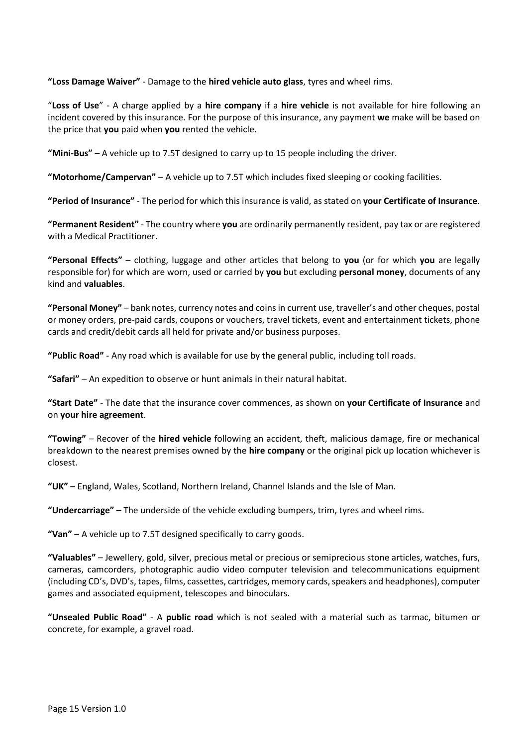**"Loss Damage Waiver"** - Damage to the **hired vehicle auto glass**, tyres and wheel rims.

"**Loss of Use**" - A charge applied by a **hire company** if a **hire vehicle** is not available for hire following an incident covered by this insurance. For the purpose of this insurance, any payment **we** make will be based on the price that **you** paid when **you** rented the vehicle.

**"Mini-Bus"** – A vehicle up to 7.5T designed to carry up to 15 people including the driver.

**"Motorhome/Campervan"** – A vehicle up to 7.5T which includes fixed sleeping or cooking facilities.

**"Period of Insurance"** - The period for which this insurance is valid, as stated on **your Certificate of Insurance**.

**"Permanent Resident"** - The country where **you** are ordinarily permanently resident, pay tax or are registered with a Medical Practitioner.

**"Personal Effects"** – clothing, luggage and other articles that belong to **you** (or for which **you** are legally responsible for) for which are worn, used or carried by **you** but excluding **personal money**, documents of any kind and **valuables**.

**"Personal Money"** – bank notes, currency notes and coins in current use, traveller's and other cheques, postal or money orders, pre-paid cards, coupons or vouchers, travel tickets, event and entertainment tickets, phone cards and credit/debit cards all held for private and/or business purposes.

**"Public Road"** - Any road which is available for use by the general public, including toll roads.

**"Safari"** – An expedition to observe or hunt animals in their natural habitat.

**"Start Date"** - The date that the insurance cover commences, as shown on **your Certificate of Insurance** and on **your hire agreement**.

**"Towing"** – Recover of the **hired vehicle** following an accident, theft, malicious damage, fire or mechanical breakdown to the nearest premises owned by the **hire company** or the original pick up location whichever is closest.

**"UK"** – England, Wales, Scotland, Northern Ireland, Channel Islands and the Isle of Man.

**"Undercarriage"** – The underside of the vehicle excluding bumpers, trim, tyres and wheel rims.

**"Van"** – A vehicle up to 7.5T designed specifically to carry goods.

**"Valuables"** – Jewellery, gold, silver, precious metal or precious or semiprecious stone articles, watches, furs, cameras, camcorders, photographic audio video computer television and telecommunications equipment (including CD's, DVD's, tapes, films, cassettes, cartridges, memory cards, speakers and headphones), computer games and associated equipment, telescopes and binoculars.

**"Unsealed Public Road"** - A **public road** which is not sealed with a material such as tarmac, bitumen or concrete, for example, a gravel road.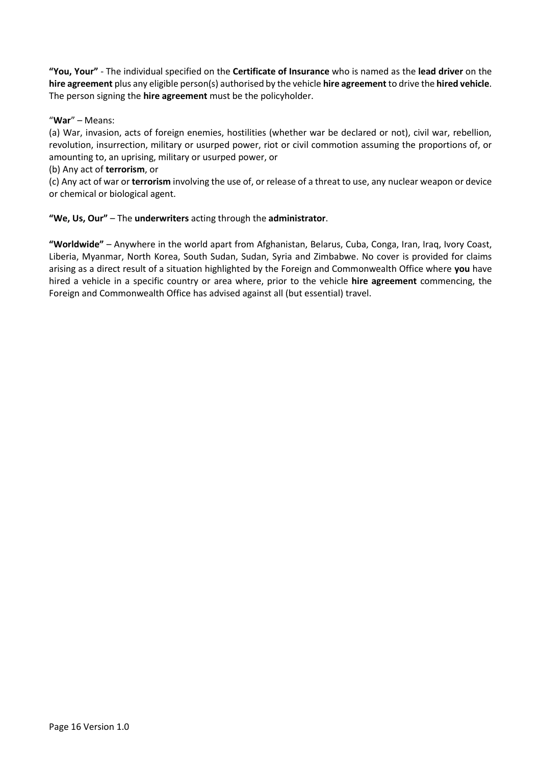**"You, Your"** - The individual specified on the **Certificate of Insurance** who is named as the **lead driver** on the **hire agreement** plus any eligible person(s) authorised by the vehicle **hire agreement** to drive the **hired vehicle**. The person signing the **hire agreement** must be the policyholder.

"**War**" – Means:

(a) War, invasion, acts of foreign enemies, hostilities (whether war be declared or not), civil war, rebellion, revolution, insurrection, military or usurped power, riot or civil commotion assuming the proportions of, or amounting to, an uprising, military or usurped power, or

(b) Any act of **terrorism**, or

(c) Any act of war or **terrorism** involving the use of, or release of a threat to use, any nuclear weapon or device or chemical or biological agent.

**"We, Us, Our"** – The **underwriters** acting through the **administrator**.

**"Worldwide"** – Anywhere in the world apart from Afghanistan, Belarus, Cuba, Conga, Iran, Iraq, Ivory Coast, Liberia, Myanmar, North Korea, South Sudan, Sudan, Syria and Zimbabwe. No cover is provided for claims arising as a direct result of a situation highlighted by the Foreign and Commonwealth Office where **you** have hired a vehicle in a specific country or area where, prior to the vehicle **hire agreement** commencing, the Foreign and Commonwealth Office has advised against all (but essential) travel.

Page 16 Version 1.0